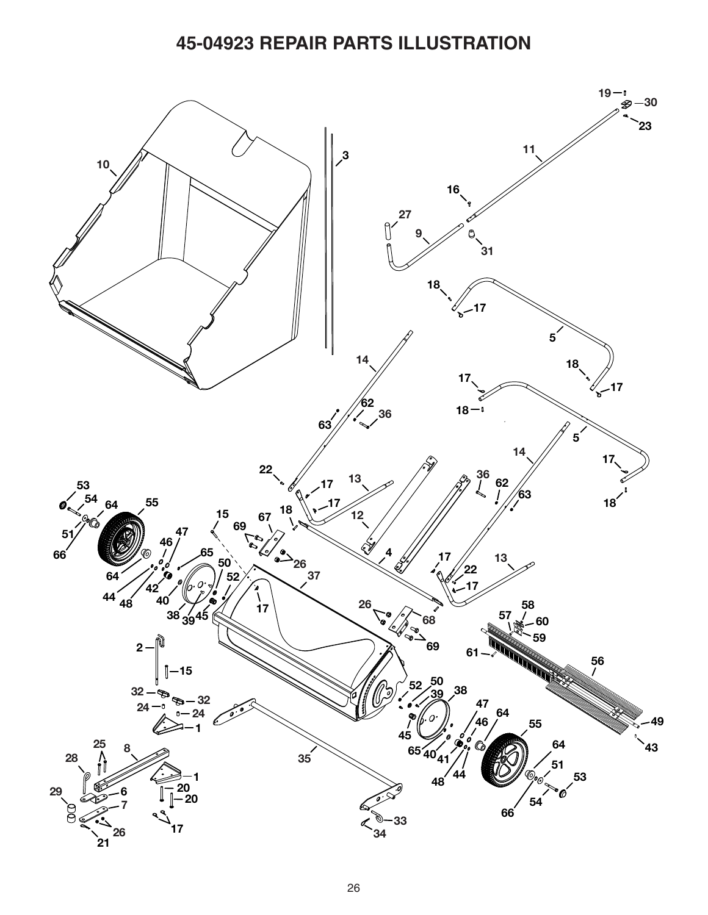# 45-04923 REPAIR PARTS ILLUSTRATION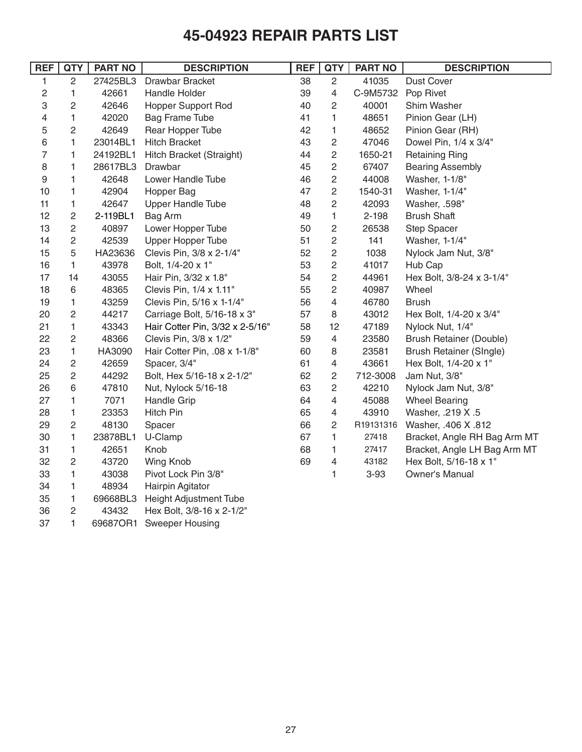# 45-04923 REPAIR PARTS LIST

| REF | QTY | PART NO | DESCRIPTION | REF | QTY | PART NO | DESCRIPTION |
|---|---|---|---|---|---|---|---|
| 1 | 2 | 27425BL3 | Drawbar Bracket | 38 | 2 | 41035 | Dust Cover |
| 2 | 1 | 42661 | Handle Holder | 39 | 4 | C-9M5732 | Pop Rivet |
| 3 | 2 | 42646 | Hopper Support Rod | 40 | 2 | 40001 | Shim Washer |
| 4 | 1 | 42020 | Bag Frame Tube | 41 | 1 | 48651 | Pinion Gear (LH) |
| 5 | 2 | 42649 | Rear Hopper Tube | 42 | 1 | 48652 | Pinion Gear (RH) |
| 6 | 1 | 23014BL1 | Hitch Bracket | 43 | 2 | 47046 | Dowel Pin, 1/4 x 3/4" |
| 7 | 1 | 24192BL1 | Hitch Bracket (Straight) | 44 | 2 | 1650-21 | Retaining Ring |
| 8 | 1 | 28617BL3 | Drawbar | 45 | 2 | 67407 | Bearing Assembly |
| 9 | 1 | 42648 | Lower Handle Tube | 46 | 2 | 44008 | Washer, 1-1/8" |
| 10 | 1 | 42904 | Hopper Bag | 47 | 2 | 1540-31 | Washer, 1-1/4" |
| 11 | 1 | 42647 | Upper Handle Tube | 48 | 2 | 42093 | Washer, .598" |
| 12 | 2 | 2-119BL1 | Bag Arm | 49 | 1 | 2-198 | Brush Shaft |
| 13 | 2 | 40897 | Lower Hopper Tube | 50 | 2 | 26538 | Step Spacer |
| 14 | 2 | 42539 | Upper Hopper Tube | 51 | 2 | 141 | Washer, 1-1/4" |
| 15 | 5 | HA23636 | Clevis Pin, 3/8 x 2-1/4" | 52 | 2 | 1038 | Nylock Jam Nut, 3/8" |
| 16 | 1 | 43978 | Bolt, 1/4-20 x 1" | 53 | 2 | 41017 | Hub Cap |
| 17 | 14 | 43055 | Hair Pin, 3/32 x 1.8" | 54 | 2 | 44961 | Hex Bolt, 3/8-24 x 3-1/4" |
| 18 | 6 | 48365 | Clevis Pin, 1/4 x 1.11" | 55 | 2 | 40987 | Wheel |
| 19 | 1 | 43259 | Clevis Pin, 5/16 x 1-1/4" | 56 | 4 | 46780 | Brush |
| 20 | 2 | 44217 | Carriage Bolt, 5/16-18 x 3" | 57 | 8 | 43012 | Hex Bolt, 1/4-20 x 3/4" |
| 21 | 1 | 43343 | Hair Cotter Pin, 3/32 x 2-5/16" | 58 | 12 | 47189 | Nylock Nut, 1/4" |
| 22 | 2 | 48366 | Clevis Pin, 3/8 x 1/2" | 59 | 4 | 23580 | Brush Retainer (Double) |
| 23 | 1 | HA3090 | Hair Cotter Pin, .08 x 1-1/8" | 60 | 8 | 23581 | Brush Retainer (SIngle) |
| 24 | 2 | 42659 | Spacer, 3/4" | 61 | 4 | 43661 | Hex Bolt, 1/4-20 x 1" |
| 25 | 2 | 44292 | Bolt, Hex 5/16-18 x 2-1/2" | 62 | 2 | 712-3008 | Jam Nut, 3/8" |
| 26 | 6 | 47810 | Nut, Nylock 5/16-18 | 63 | 2 | 42210 | Nylock Jam Nut, 3/8" |
| 27 | 1 | 7071 | Handle Grip | 64 | 4 | 45088 | Wheel Bearing |
| 28 | 1 | 23353 | Hitch Pin | 65 | 4 | 43910 | Washer, .219 X .5 |
| 29 | 2 | 48130 | Spacer | 66 | 2 | R19131316 | Washer, .406 X .812 |
| 30 | 1 | 23878BL1 | U-Clamp | 67 | 1 | 27418 | Bracket, Angle RH Bag Arm MT |
| 31 | 1 | 42651 | Knob | 68 | 1 | 27417 | Bracket, Angle LH Bag Arm MT |
| 32 | 2 | 43720 | Wing Knob | 69 | 4 | 43182 | Hex Bolt, 5/16-18 x 1" |
| 33 | 1 | 43038 | Pivot Lock Pin 3/8" | | 1 | 3-93 | Owner's Manual |
| 34 | 1 | 48934 | Hairpin Agitator | | | | |
| 35 | 1 | 69668BL3 | Height Adjustment Tube | | | | |
| 36 | 2 | 43432 | Hex Bolt, 3/8-16 x 2-1/2" | | | | |
| 37 | 1 | 69687OR1 | Sweeper Housing | | | | |